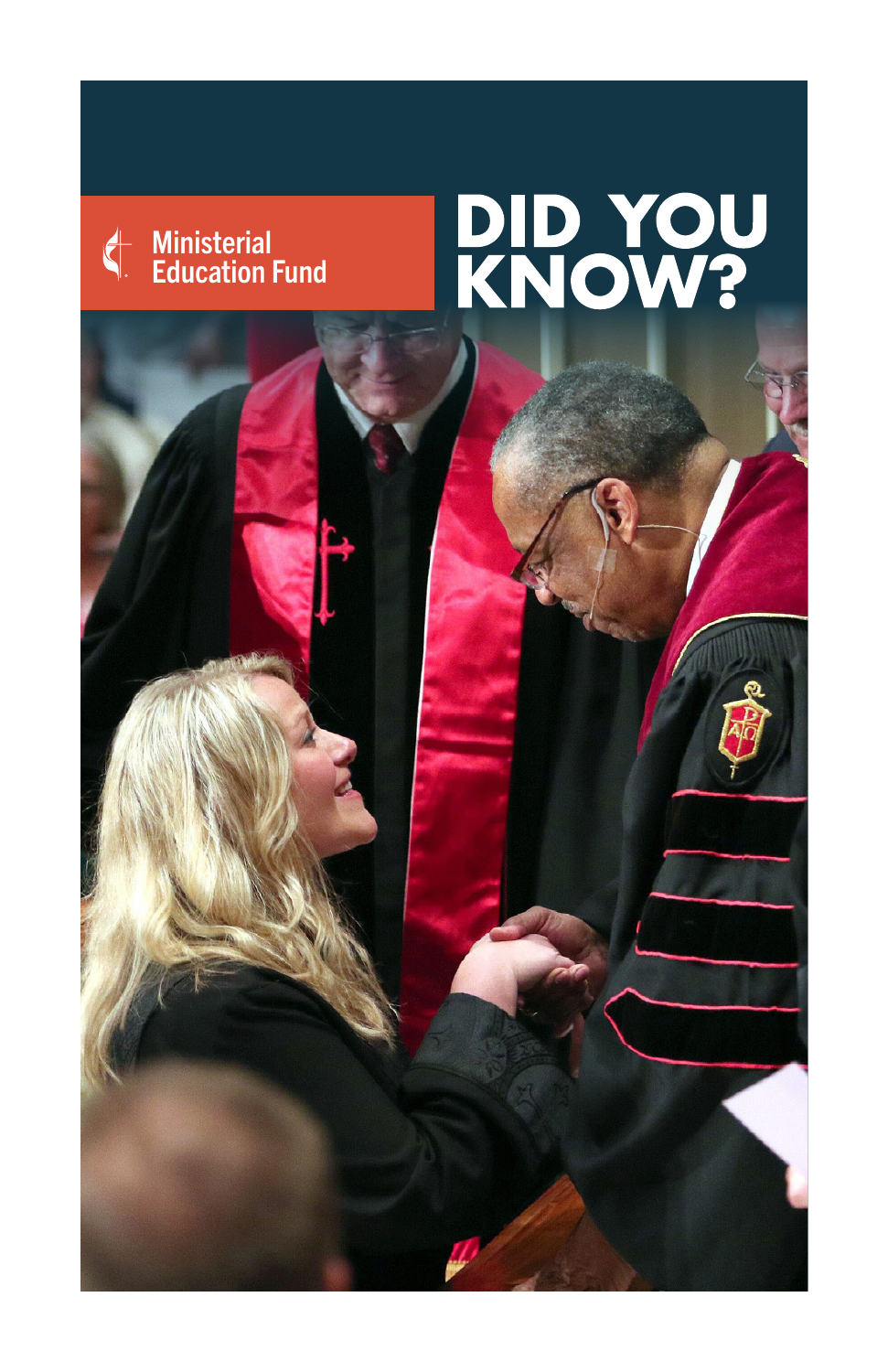Ministerial Education Fund

# DID YOU KNOW?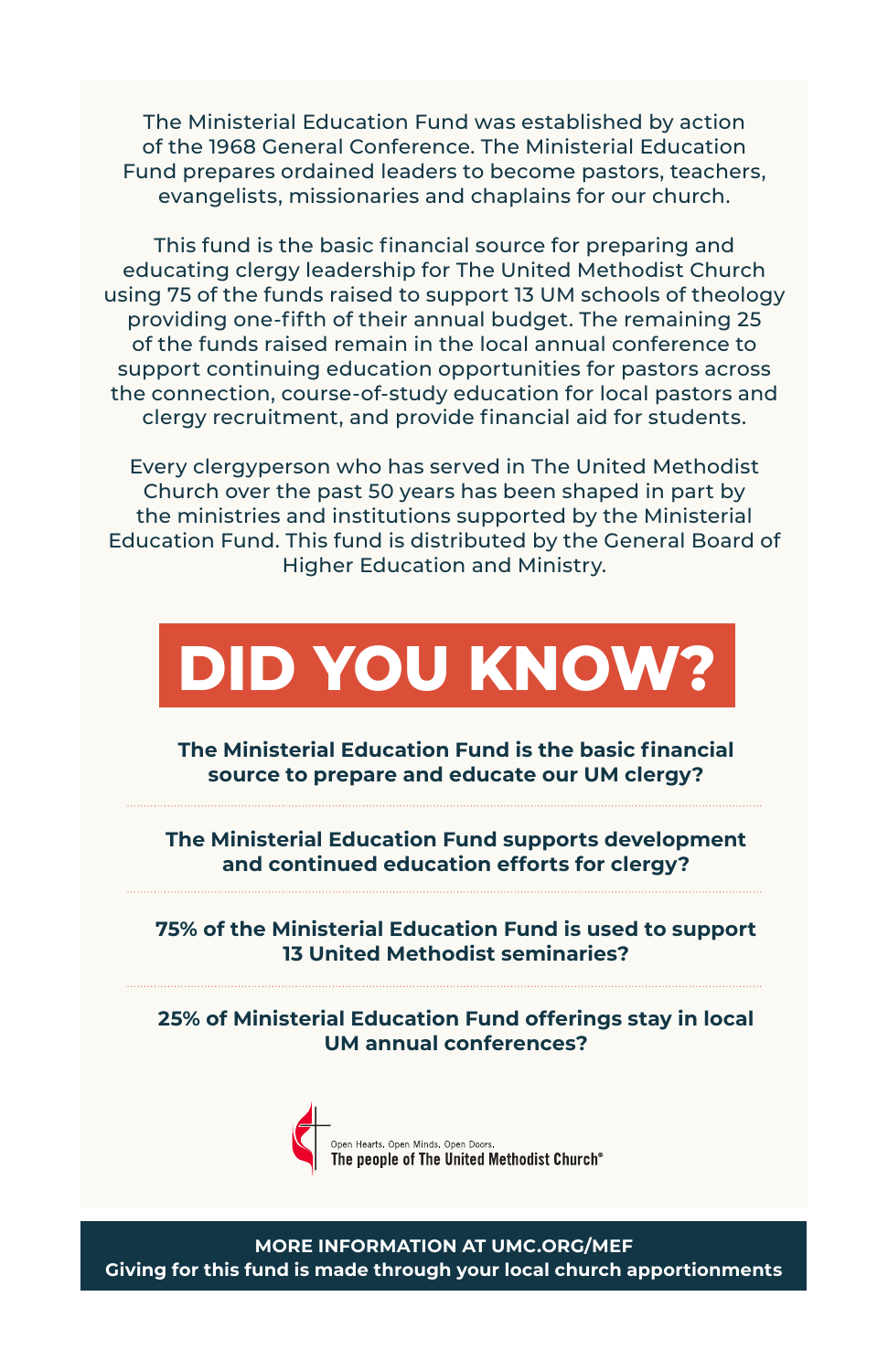The Ministerial Education Fund was established by action of the 1968 General Conference. The Ministerial Education Fund prepares ordained leaders to become pastors, teachers, evangelists, missionaries and chaplains for our church.

This fund is the basic financial source for preparing and educating clergy leadership for The United Methodist Church using 75 of the funds raised to support 13 UM schools of theology providing one-fifth of their annual budget. The remaining 25 of the funds raised remain in the local annual conference to support continuing education opportunities for pastors across the connection, course-of-study education for local pastors and clergy recruitment, and provide financial aid for students.

Every clergyperson who has served in The United Methodist Church over the past 50 years has been shaped in part by the ministries and institutions supported by the Ministerial Education Fund. This fund is distributed by the General Board of Higher Education and Ministry.

# DID YOU KNOW?

**The Ministerial Education Fund is the basic financial source to prepare and educate our UM clergy?**

**The Ministerial Education Fund supports development and continued education efforts for clergy?**

**75% of the Ministerial Education Fund is used to support 13 United Methodist seminaries?**

**25% of Ministerial Education Fund offerings stay in local UM annual conferences?**

Open Hearts. Open Minds. Open Doors.
The people of The United Methodist Church®

**MORE INFORMATION AT UMC.ORG/MEF**
**Giving for this fund is made through your local church apportionments**